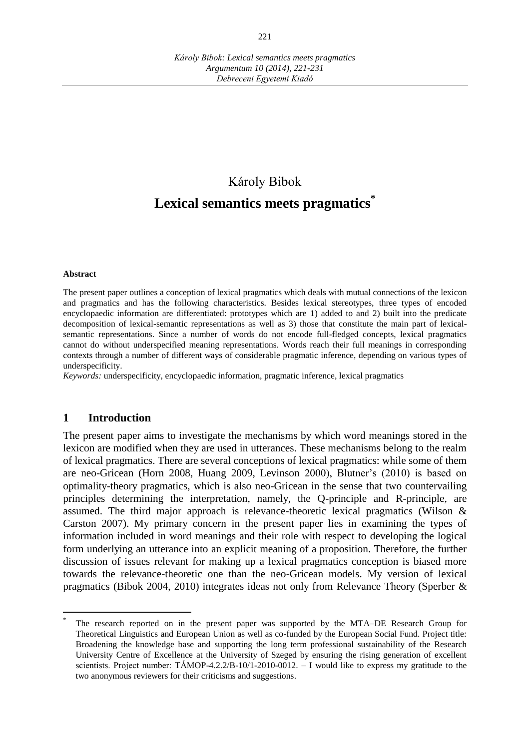Károly Bibok

# Lexical semantics meets pragmatics[*]

**Abstract**

The present paper outlines a conception of lexical pragmatics which deals with mutual connections of the lexicon and pragmatics and has the following characteristics. Besides lexical stereotypes, three types of encoded encyclopaedic information are differentiated: prototypes which are 1) added to and 2) built into the predicate decomposition of lexical-semantic representations as well as 3) those that constitute the main part of lexical-semantic representations. Since a number of words do not encode full-fledged concepts, lexical pragmatics cannot do without underspecified meaning representations. Words reach their full meanings in corresponding contexts through a number of different ways of considerable pragmatic inference, depending on various types of underspecificity.

*Keywords:* underspecificity, encyclopaedic information, pragmatic inference, lexical pragmatics

## 1 Introduction

The present paper aims to investigate the mechanisms by which word meanings stored in the lexicon are modified when they are used in utterances. These mechanisms belong to the realm of lexical pragmatics. There are several conceptions of lexical pragmatics: while some of them are neo-Gricean (Horn 2008, Huang 2009, Levinson 2000), Blutner's (2010) is based on optimality-theory pragmatics, which is also neo-Gricean in the sense that two countervailing principles determining the interpretation, namely, the Q-principle and R-principle, are assumed. The third major approach is relevance-theoretic lexical pragmatics (Wilson & Carston 2007). My primary concern in the present paper lies in examining the types of information included in word meanings and their role with respect to developing the logical form underlying an utterance into an explicit meaning of a proposition. Therefore, the further discussion of issues relevant for making up a lexical pragmatics conception is biased more towards the relevance-theoretic one than the neo-Gricean models. My version of lexical pragmatics (Bibok 2004, 2010) integrates ideas not only from Relevance Theory (Sperber &

---

[*] The research reported on in the present paper was supported by the MTA–DE Research Group for Theoretical Linguistics and European Union as well as co-funded by the European Social Fund. Project title: Broadening the knowledge base and supporting the long term professional sustainability of the Research University Centre of Excellence at the University of Szeged by ensuring the rising generation of excellent scientists. Project number: TÁMOP-4.2.2/B-10/1-2010-0012. – I would like to express my gratitude to the two anonymous reviewers for their criticisms and suggestions.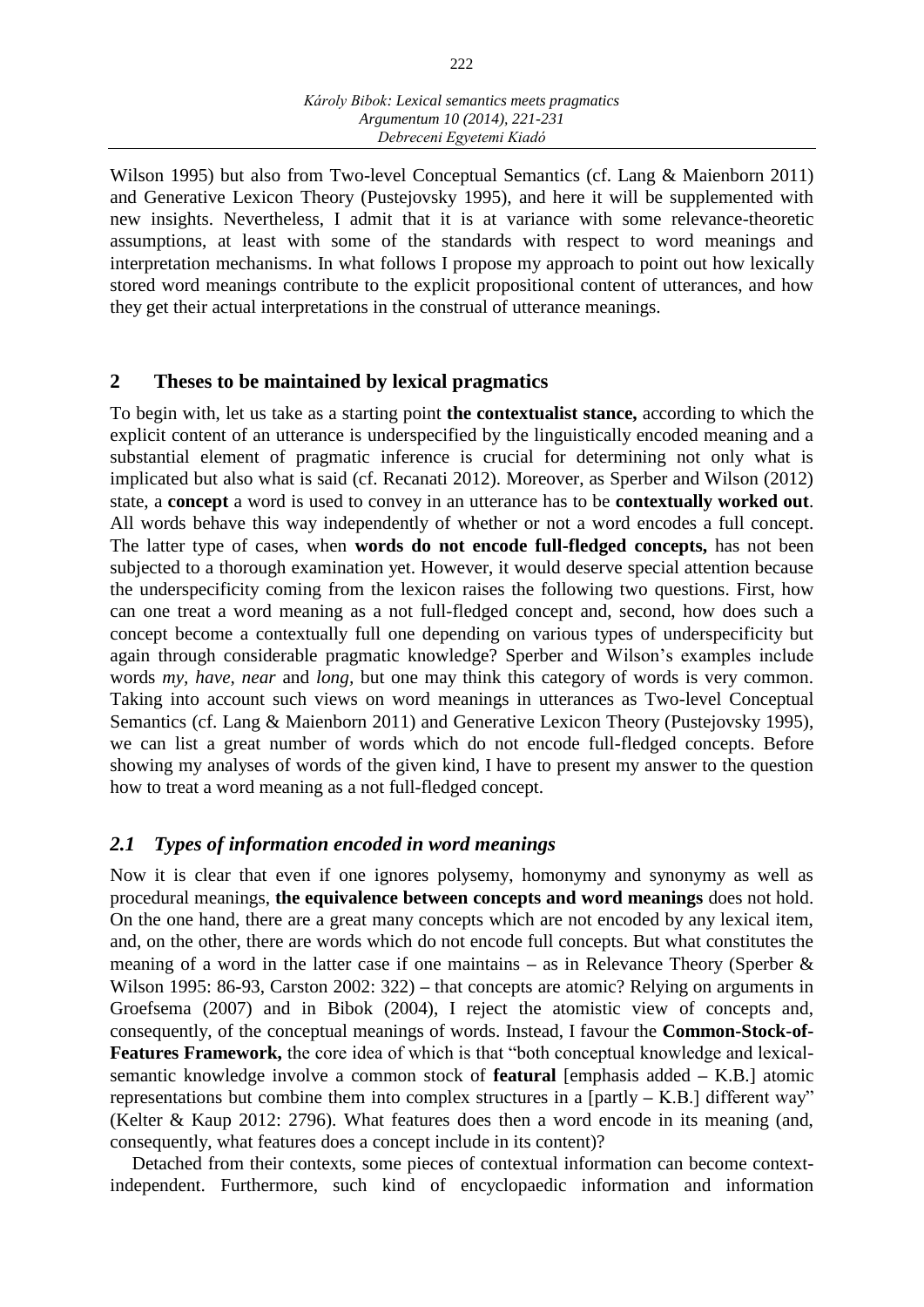Wilson 1995) but also from Two-level Conceptual Semantics (cf. Lang & Maienborn 2011) and Generative Lexicon Theory (Pustejovsky 1995), and here it will be supplemented with new insights. Nevertheless, I admit that it is at variance with some relevance-theoretic assumptions, at least with some of the standards with respect to word meanings and interpretation mechanisms. In what follows I propose my approach to point out how lexically stored word meanings contribute to the explicit propositional content of utterances, and how they get their actual interpretations in the construal of utterance meanings.

## 2 Theses to be maintained by lexical pragmatics

To begin with, let us take as a starting point **the contextualist stance,** according to which the explicit content of an utterance is underspecified by the linguistically encoded meaning and a substantial element of pragmatic inference is crucial for determining not only what is implicated but also what is said (cf. Recanati 2012). Moreover, as Sperber and Wilson (2012) state, a **concept** a word is used to convey in an utterance has to be **contextually worked out**. All words behave this way independently of whether or not a word encodes a full concept. The latter type of cases, when **words do not encode full-fledged concepts,** has not been subjected to a thorough examination yet. However, it would deserve special attention because the underspecificity coming from the lexicon raises the following two questions. First, how can one treat a word meaning as a not full-fledged concept and, second, how does such a concept become a contextually full one depending on various types of underspecificity but again through considerable pragmatic knowledge? Sperber and Wilson's examples include words *my, have, near* and *long,* but one may think this category of words is very common. Taking into account such views on word meanings in utterances as Two-level Conceptual Semantics (cf. Lang & Maienborn 2011) and Generative Lexicon Theory (Pustejovsky 1995), we can list a great number of words which do not encode full-fledged concepts. Before showing my analyses of words of the given kind, I have to present my answer to the question how to treat a word meaning as a not full-fledged concept.

### *2.1 Types of information encoded in word meanings*

Now it is clear that even if one ignores polysemy, homonymy and synonymy as well as procedural meanings, **the equivalence between concepts and word meanings** does not hold. On the one hand, there are a great many concepts which are not encoded by any lexical item, and, on the other, there are words which do not encode full concepts. But what constitutes the meaning of a word in the latter case if one maintains – as in Relevance Theory (Sperber & Wilson 1995: 86-93, Carston 2002: 322) – that concepts are atomic? Relying on arguments in Groefsema (2007) and in Bibok (2004), I reject the atomistic view of concepts and, consequently, of the conceptual meanings of words. Instead, I favour the **Common-Stock-of-Features Framework,** the core idea of which is that "both conceptual knowledge and lexical-semantic knowledge involve a common stock of **featural** [emphasis added – K.B.] atomic representations but combine them into complex structures in a [partly – K.B.] different way" (Kelter & Kaup 2012: 2796). What features does then a word encode in its meaning (and, consequently, what features does a concept include in its content)?

Detached from their contexts, some pieces of contextual information can become context-independent. Furthermore, such kind of encyclopaedic information and information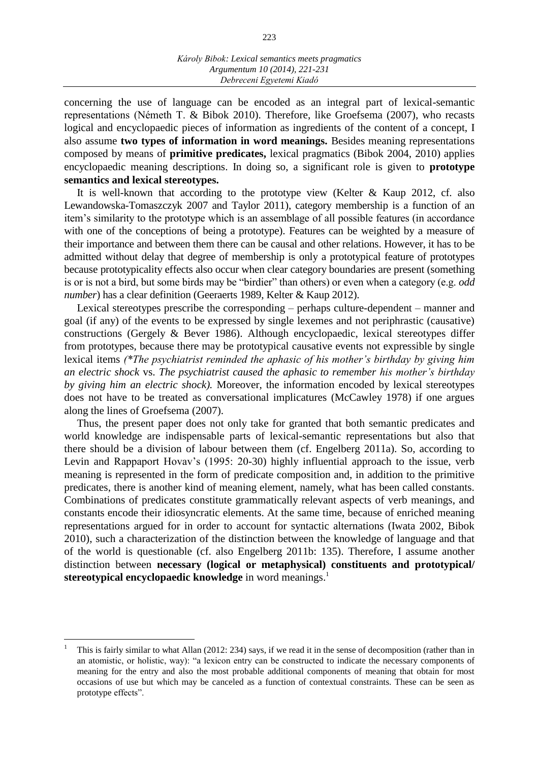concerning the use of language can be encoded as an integral part of lexical-semantic representations (Németh T. & Bibok 2010). Therefore, like Groefsema (2007), who recasts logical and encyclopaedic pieces of information as ingredients of the content of a concept, I also assume **two types of information in word meanings.** Besides meaning representations composed by means of **primitive predicates,** lexical pragmatics (Bibok 2004, 2010) applies encyclopaedic meaning descriptions. In doing so, a significant role is given to **prototype semantics and lexical stereotypes.**

It is well-known that according to the prototype view (Kelter & Kaup 2012, cf. also Lewandowska-Tomaszczyk 2007 and Taylor 2011), category membership is a function of an item's similarity to the prototype which is an assemblage of all possible features (in accordance with one of the conceptions of being a prototype). Features can be weighted by a measure of their importance and between them there can be causal and other relations. However, it has to be admitted without delay that degree of membership is only a prototypical feature of prototypes because prototypicality effects also occur when clear category boundaries are present (something is or is not a bird, but some birds may be "birdier" than others) or even when a category (e.g. *odd number*) has a clear definition (Geeraerts 1989, Kelter & Kaup 2012).

Lexical stereotypes prescribe the corresponding – perhaps culture-dependent – manner and goal (if any) of the events to be expressed by single lexemes and not periphrastic (causative) constructions (Gergely & Bever 1986). Although encyclopaedic, lexical stereotypes differ from prototypes, because there may be prototypical causative events not expressible by single lexical items *(\*The psychiatrist reminded the aphasic of his mother's birthday by giving him an electric shock* vs. *The psychiatrist caused the aphasic to remember his mother's birthday by giving him an electric shock).* Moreover, the information encoded by lexical stereotypes does not have to be treated as conversational implicatures (McCawley 1978) if one argues along the lines of Groefsema (2007).

Thus, the present paper does not only take for granted that both semantic predicates and world knowledge are indispensable parts of lexical-semantic representations but also that there should be a division of labour between them (cf. Engelberg 2011a). So, according to Levin and Rappaport Hovav's (1995: 20-30) highly influential approach to the issue, verb meaning is represented in the form of predicate composition and, in addition to the primitive predicates, there is another kind of meaning element, namely, what has been called constants. Combinations of predicates constitute grammatically relevant aspects of verb meanings, and constants encode their idiosyncratic elements. At the same time, because of enriched meaning representations argued for in order to account for syntactic alternations (Iwata 2002, Bibok 2010), such a characterization of the distinction between the knowledge of language and that of the world is questionable (cf. also Engelberg 2011b: 135). Therefore, I assume another distinction between **necessary (logical or metaphysical) constituents and prototypical/ stereotypical encyclopaedic knowledge** in word meanings.[1]

[1] This is fairly similar to what Allan (2012: 234) says, if we read it in the sense of decomposition (rather than in an atomistic, or holistic, way): "a lexicon entry can be constructed to indicate the necessary components of meaning for the entry and also the most probable additional components of meaning that obtain for most occasions of use but which may be canceled as a function of contextual constraints. These can be seen as prototype effects".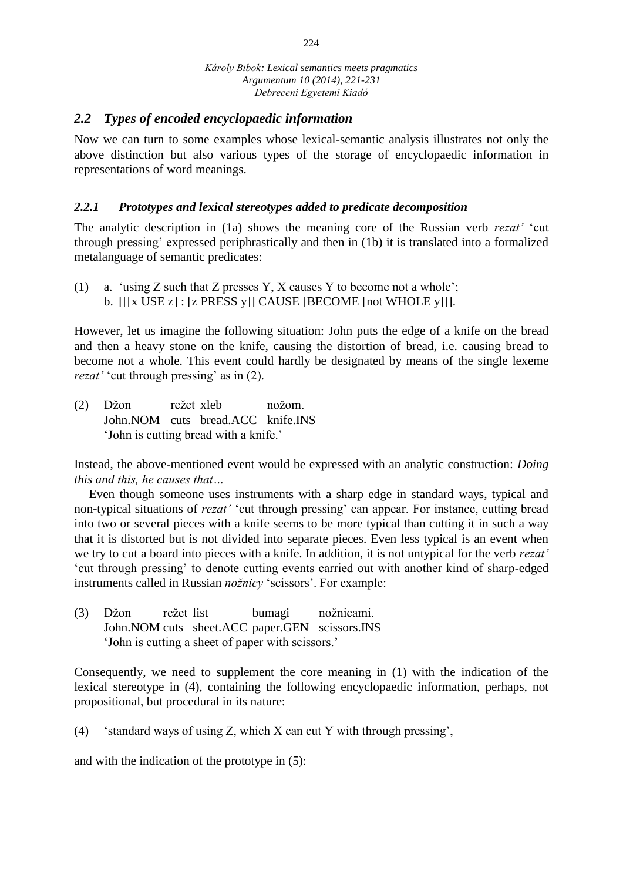## 2.2 *Types of encoded encyclopaedic information*

Now we can turn to some examples whose lexical-semantic analysis illustrates not only the above distinction but also various types of the storage of encyclopaedic information in representations of word meanings.

### 2.2.1 *Prototypes and lexical stereotypes added to predicate decomposition*

The analytic description in (1a) shows the meaning core of the Russian verb *rezat'* 'cut through pressing' expressed periphrastically and then in (1b) it is translated into a formalized metalanguage of semantic predicates:

(1) a. 'using Z such that Z presses Y, X causes Y to become not a whole';
b. [[[x USE z] : [z PRESS y]] CAUSE [BECOME [not WHOLE y]]].

However, let us imagine the following situation: John puts the edge of a knife on the bread and then a heavy stone on the knife, causing the distortion of bread, i.e. causing bread to become not a whole. This event could hardly be designated by means of the single lexeme *rezat'* 'cut through pressing' as in (2).

(2) Džon režet xleb nožom.
John.NOM cuts bread.ACC knife.INS
'John is cutting bread with a knife.'

Instead, the above-mentioned event would be expressed with an analytic construction: *Doing this and this, he causes that…*

Even though someone uses instruments with a sharp edge in standard ways, typical and non-typical situations of *rezat'* 'cut through pressing' can appear. For instance, cutting bread into two or several pieces with a knife seems to be more typical than cutting it in such a way that it is distorted but is not divided into separate pieces. Even less typical is an event when we try to cut a board into pieces with a knife. In addition, it is not untypical for the verb *rezat'* 'cut through pressing' to denote cutting events carried out with another kind of sharp-edged instruments called in Russian *nožnicy* 'scissors'. For example:

(3) Džon režet list bumagi nožnicami.
John.NOM cuts sheet.ACC paper.GEN scissors.INS
'John is cutting a sheet of paper with scissors.'

Consequently, we need to supplement the core meaning in (1) with the indication of the lexical stereotype in (4), containing the following encyclopaedic information, perhaps, not propositional, but procedural in its nature:

(4) 'standard ways of using Z, which X can cut Y with through pressing',

and with the indication of the prototype in (5):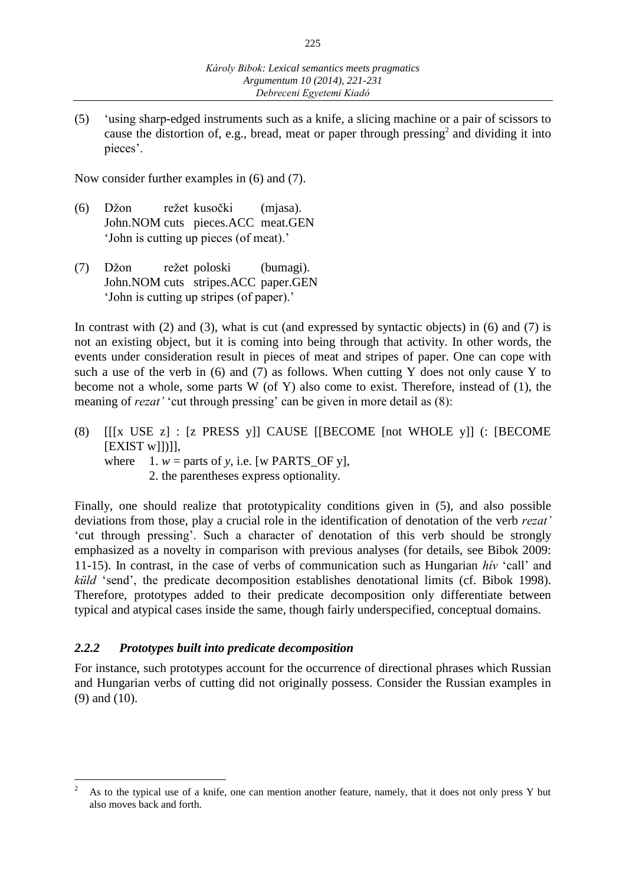(5) 'using sharp-edged instruments such as a knife, a slicing machine or a pair of scissors to cause the distortion of, e.g., bread, meat or paper through pressing[2] and dividing it into pieces'.

Now consider further examples in (6) and (7).

(6) Džon režet kusočki (mjasa).
John.NOM cuts pieces.ACC meat.GEN
'John is cutting up pieces (of meat).'

(7) Džon režet poloski (bumagi).
John.NOM cuts stripes.ACC paper.GEN
'John is cutting up stripes (of paper).'

In contrast with (2) and (3), what is cut (and expressed by syntactic objects) in (6) and (7) is not an existing object, but it is coming into being through that activity. In other words, the events under consideration result in pieces of meat and stripes of paper. One can cope with such a use of the verb in (6) and (7) as follows. When cutting Y does not only cause Y to become not a whole, some parts W (of Y) also come to exist. Therefore, instead of (1), the meaning of *rezat'* 'cut through pressing' can be given in more detail as (8):

(8) [[[x USE z] : [z PRESS y]] CAUSE [[BECOME [not WHOLE y]] (: [BECOME [EXIST w]])]],
where 1. *w* = parts of *y*, i.e. [w PARTS_OF y],
2. the parentheses express optionality.

Finally, one should realize that prototypicality conditions given in (5), and also possible deviations from those, play a crucial role in the identification of denotation of the verb *rezat'* 'cut through pressing'. Such a character of denotation of this verb should be strongly emphasized as a novelty in comparison with previous analyses (for details, see Bibok 2009: 11-15). In contrast, in the case of verbs of communication such as Hungarian *hív* 'call' and *küld* 'send', the predicate decomposition establishes denotational limits (cf. Bibok 1998). Therefore, prototypes added to their predicate decomposition only differentiate between typical and atypical cases inside the same, though fairly underspecified, conceptual domains.

### *2.2.2 Prototypes built into predicate decomposition*

For instance, such prototypes account for the occurrence of directional phrases which Russian and Hungarian verbs of cutting did not originally possess. Consider the Russian examples in (9) and (10).

---

[2] As to the typical use of a knife, one can mention another feature, namely, that it does not only press Y but also moves back and forth.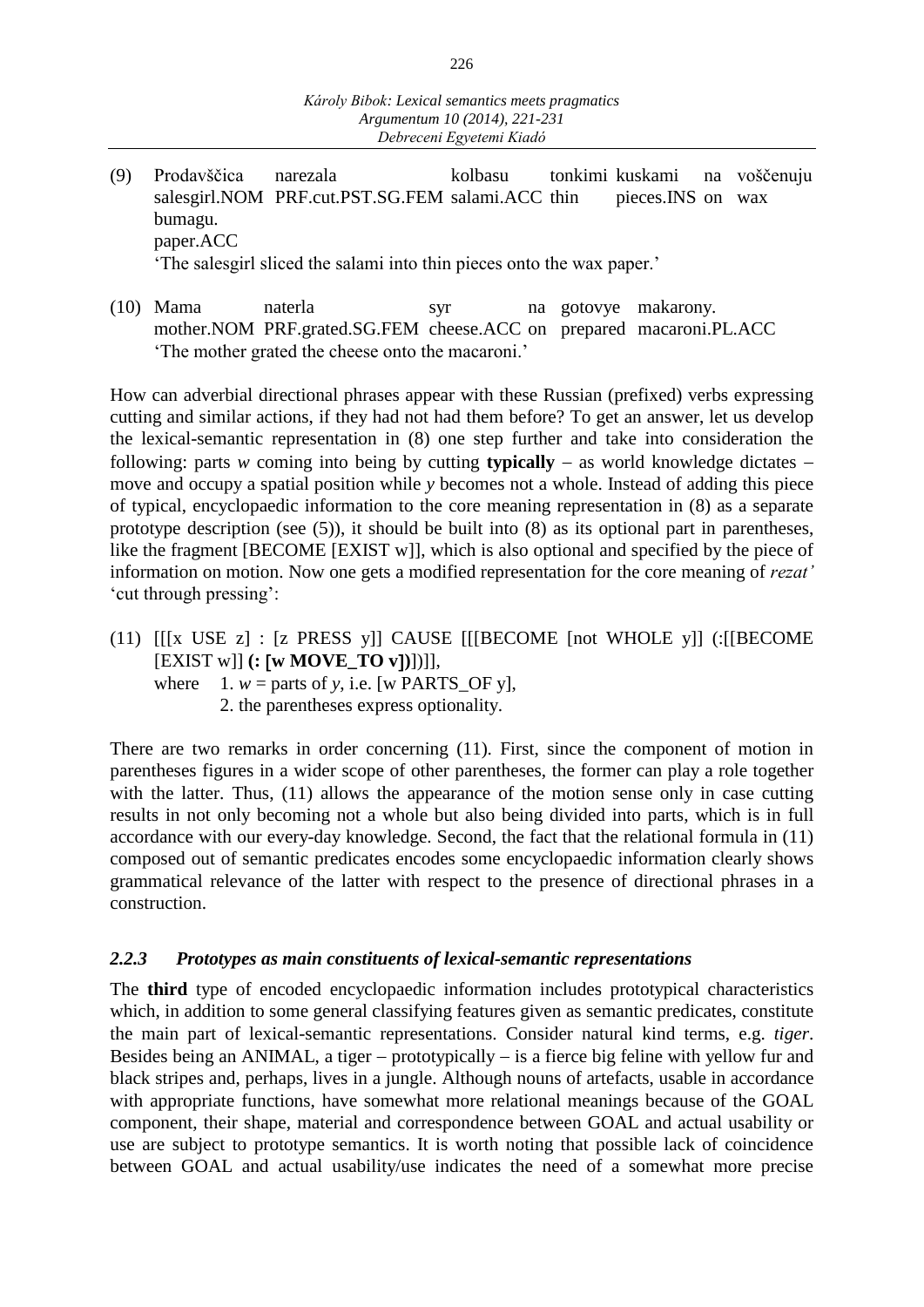(9) Prodavščica narezala kolbasu tonkimi kuskami na voščenuju bumagu.
salesgirl.NOM PRF.cut.PST.SG.FEM salami.ACC thin pieces.INS on wax paper.ACC
'The salesgirl sliced the salami into thin pieces onto the wax paper.'

(10) Mama naterla syr na gotovye makarony.
mother.NOM PRF.grated.SG.FEM cheese.ACC on prepared macaroni.PL.ACC
'The mother grated the cheese onto the macaroni.'

How can adverbial directional phrases appear with these Russian (prefixed) verbs expressing cutting and similar actions, if they had not had them before? To get an answer, let us develop the lexical-semantic representation in (8) one step further and take into consideration the following: parts *w* coming into being by cutting **typically** – as world knowledge dictates – move and occupy a spatial position while *y* becomes not a whole. Instead of adding this piece of typical, encyclopaedic information to the core meaning representation in (8) as a separate prototype description (see (5)), it should be built into (8) as its optional part in parentheses, like the fragment [BECOME [EXIST w]], which is also optional and specified by the piece of information on motion. Now one gets a modified representation for the core meaning of *rezat'* 'cut through pressing':

(11) [[[x USE z] : [z PRESS y]] CAUSE [[[BECOME [not WHOLE y]] (:[[BECOME [EXIST w]] **(: [w MOVE_TO v])**])]],
where 1. *w* = parts of *y*, i.e. [w PARTS_OF y],
2. the parentheses express optionality.

There are two remarks in order concerning (11). First, since the component of motion in parentheses figures in a wider scope of other parentheses, the former can play a role together with the latter. Thus, (11) allows the appearance of the motion sense only in case cutting results in not only becoming not a whole but also being divided into parts, which is in full accordance with our every-day knowledge. Second, the fact that the relational formula in (11) composed out of semantic predicates encodes some encyclopaedic information clearly shows grammatical relevance of the latter with respect to the presence of directional phrases in a construction.

### *2.2.3 Prototypes as main constituents of lexical-semantic representations*

The **third** type of encoded encyclopaedic information includes prototypical characteristics which, in addition to some general classifying features given as semantic predicates, constitute the main part of lexical-semantic representations. Consider natural kind terms, e.g. *tiger*. Besides being an ANIMAL, a tiger – prototypically – is a fierce big feline with yellow fur and black stripes and, perhaps, lives in a jungle. Although nouns of artefacts, usable in accordance with appropriate functions, have somewhat more relational meanings because of the GOAL component, their shape, material and correspondence between GOAL and actual usability or use are subject to prototype semantics. It is worth noting that possible lack of coincidence between GOAL and actual usability/use indicates the need of a somewhat more precise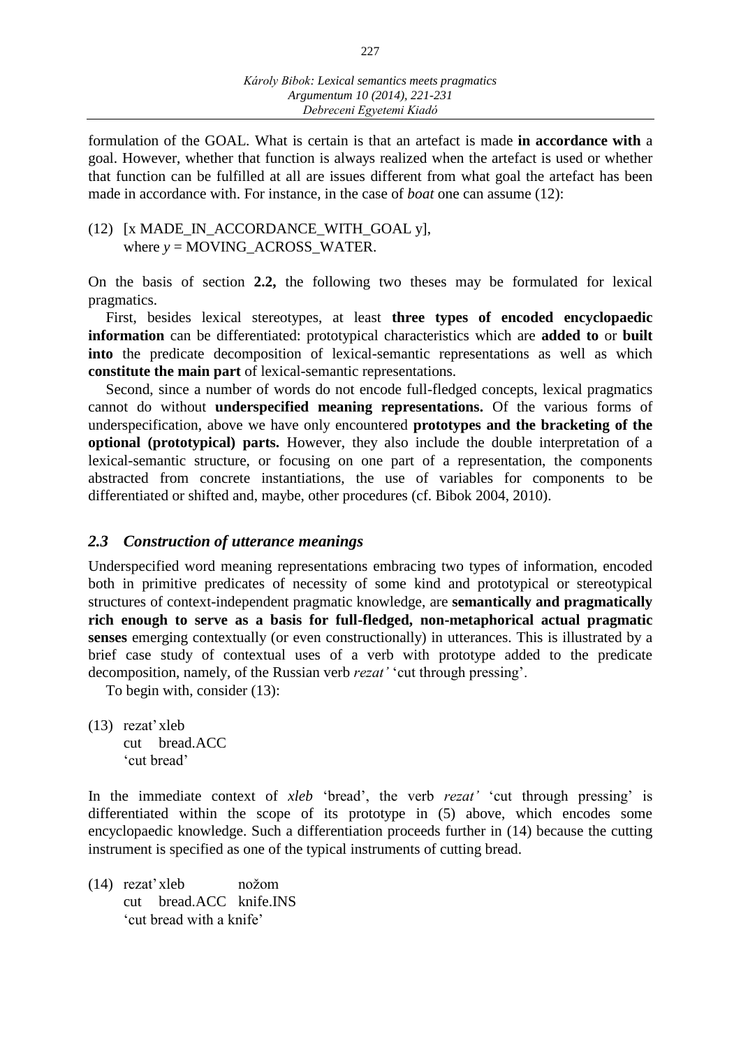formulation of the GOAL. What is certain is that an artefact is made **in accordance with** a goal. However, whether that function is always realized when the artefact is used or whether that function can be fulfilled at all are issues different from what goal the artefact has been made in accordance with. For instance, in the case of *boat* one can assume (12):

(12) [x MADE_IN_ACCORDANCE_WITH_GOAL y],
where *y* = MOVING_ACROSS_WATER.

On the basis of section **2.2,** the following two theses may be formulated for lexical pragmatics.

First, besides lexical stereotypes, at least **three types of encoded encyclopaedic information** can be differentiated: prototypical characteristics which are **added to** or **built into** the predicate decomposition of lexical-semantic representations as well as which **constitute the main part** of lexical-semantic representations.

Second, since a number of words do not encode full-fledged concepts, lexical pragmatics cannot do without **underspecified meaning representations.** Of the various forms of underspecification, above we have only encountered **prototypes and the bracketing of the optional (prototypical) parts.** However, they also include the double interpretation of a lexical-semantic structure, or focusing on one part of a representation, the components abstracted from concrete instantiations, the use of variables for components to be differentiated or shifted and, maybe, other procedures (cf. Bibok 2004, 2010).

## *2.3 Construction of utterance meanings*

Underspecified word meaning representations embracing two types of information, encoded both in primitive predicates of necessity of some kind and prototypical or stereotypical structures of context-independent pragmatic knowledge, are **semantically and pragmatically rich enough to serve as a basis for full-fledged, non-metaphorical actual pragmatic senses** emerging contextually (or even constructionally) in utterances. This is illustrated by a brief case study of contextual uses of a verb with prototype added to the predicate decomposition, namely, of the Russian verb *rezat'* 'cut through pressing'.

To begin with, consider (13):

(13) rezat' xleb
cut bread.ACC
'cut bread'

In the immediate context of *xleb* 'bread', the verb *rezat'* 'cut through pressing' is differentiated within the scope of its prototype in (5) above, which encodes some encyclopaedic knowledge. Such a differentiation proceeds further in (14) because the cutting instrument is specified as one of the typical instruments of cutting bread.

(14) rezat' xleb nožom
cut bread.ACC knife.INS
'cut bread with a knife'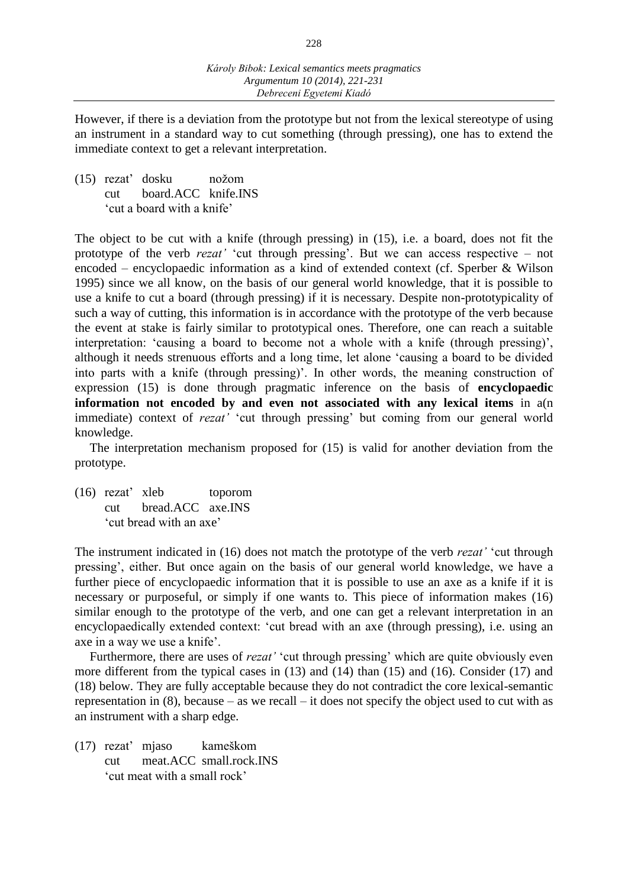However, if there is a deviation from the prototype but not from the lexical stereotype of using an instrument in a standard way to cut something (through pressing), one has to extend the immediate context to get a relevant interpretation.

(15) rezat' dosku nožom
cut board.ACC knife.INS
'cut a board with a knife'

The object to be cut with a knife (through pressing) in (15), i.e. a board, does not fit the prototype of the verb *rezat'* 'cut through pressing'. But we can access respective – not encoded – encyclopaedic information as a kind of extended context (cf. Sperber & Wilson 1995) since we all know, on the basis of our general world knowledge, that it is possible to use a knife to cut a board (through pressing) if it is necessary. Despite non-prototypicality of such a way of cutting, this information is in accordance with the prototype of the verb because the event at stake is fairly similar to prototypical ones. Therefore, one can reach a suitable interpretation: 'causing a board to become not a whole with a knife (through pressing)', although it needs strenuous efforts and a long time, let alone 'causing a board to be divided into parts with a knife (through pressing)'. In other words, the meaning construction of expression (15) is done through pragmatic inference on the basis of **encyclopaedic information not encoded by and even not associated with any lexical items** in a(n immediate) context of *rezat'* 'cut through pressing' but coming from our general world knowledge.

The interpretation mechanism proposed for (15) is valid for another deviation from the prototype.

(16) rezat' xleb toporom
cut bread.ACC axe.INS
'cut bread with an axe'

The instrument indicated in (16) does not match the prototype of the verb *rezat'* 'cut through pressing', either. But once again on the basis of our general world knowledge, we have a further piece of encyclopaedic information that it is possible to use an axe as a knife if it is necessary or purposeful, or simply if one wants to. This piece of information makes (16) similar enough to the prototype of the verb, and one can get a relevant interpretation in an encyclopaedically extended context: 'cut bread with an axe (through pressing), i.e. using an axe in a way we use a knife'.

Furthermore, there are uses of *rezat'* 'cut through pressing' which are quite obviously even more different from the typical cases in (13) and (14) than (15) and (16). Consider (17) and (18) below. They are fully acceptable because they do not contradict the core lexical-semantic representation in (8), because – as we recall – it does not specify the object used to cut with as an instrument with a sharp edge.

(17) rezat' mjaso kameškom
cut meat.ACC small.rock.INS
'cut meat with a small rock'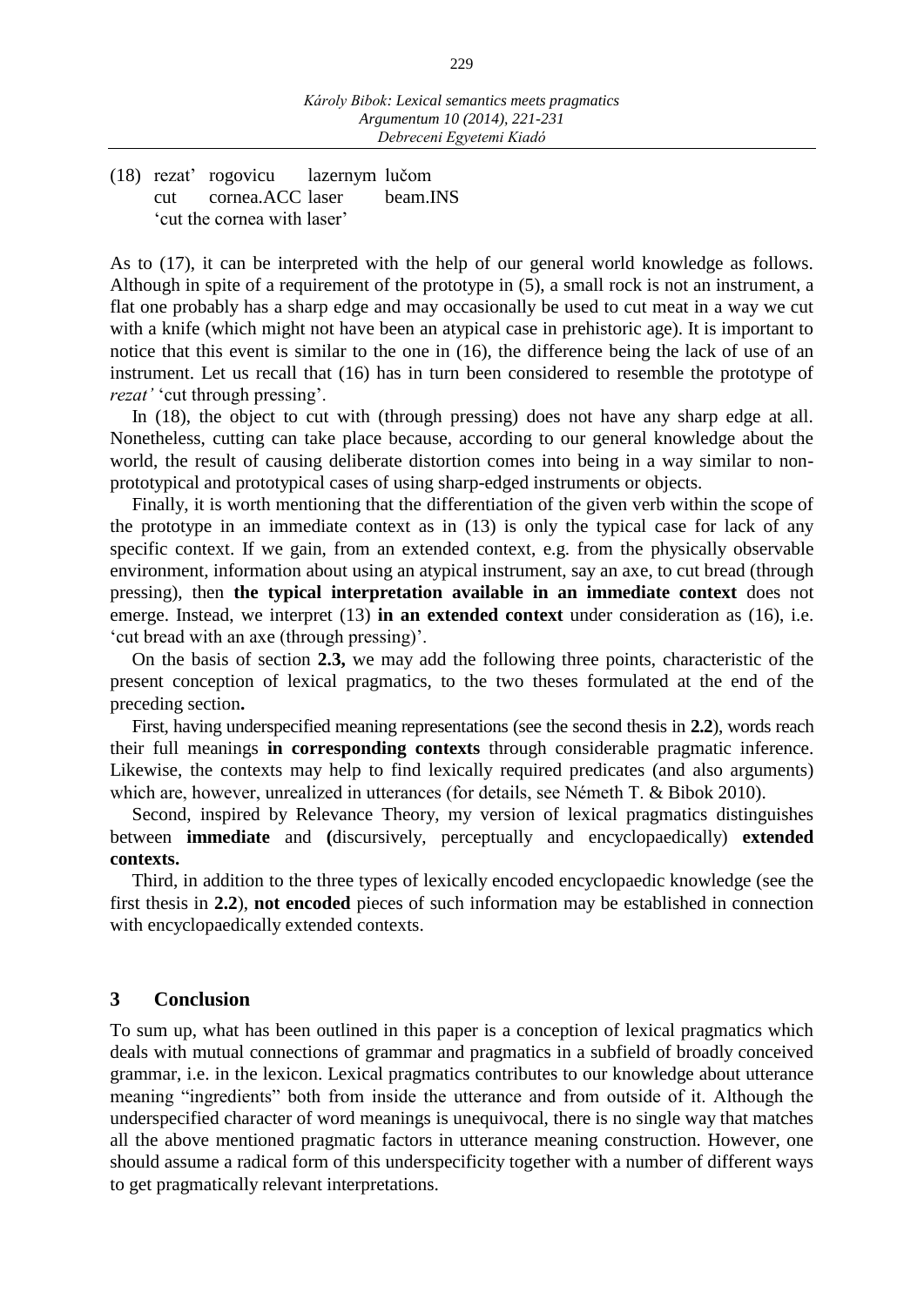(18) rezat' rogovicu lazernym lučom
cut cornea.ACC laser beam.INS
'cut the cornea with laser'

As to (17), it can be interpreted with the help of our general world knowledge as follows. Although in spite of a requirement of the prototype in (5), a small rock is not an instrument, a flat one probably has a sharp edge and may occasionally be used to cut meat in a way we cut with a knife (which might not have been an atypical case in prehistoric age). It is important to notice that this event is similar to the one in (16), the difference being the lack of use of an instrument. Let us recall that (16) has in turn been considered to resemble the prototype of *rezat'* 'cut through pressing'.

In (18), the object to cut with (through pressing) does not have any sharp edge at all. Nonetheless, cutting can take place because, according to our general knowledge about the world, the result of causing deliberate distortion comes into being in a way similar to non-prototypical and prototypical cases of using sharp-edged instruments or objects.

Finally, it is worth mentioning that the differentiation of the given verb within the scope of the prototype in an immediate context as in (13) is only the typical case for lack of any specific context. If we gain, from an extended context, e.g. from the physically observable environment, information about using an atypical instrument, say an axe, to cut bread (through pressing), then **the typical interpretation available in an immediate context** does not emerge. Instead, we interpret (13) **in an extended context** under consideration as (16), i.e. 'cut bread with an axe (through pressing)'.

On the basis of section **2.3,** we may add the following three points, characteristic of the present conception of lexical pragmatics, to the two theses formulated at the end of the preceding section**.**

First, having underspecified meaning representations (see the second thesis in **2.2**), words reach their full meanings **in corresponding contexts** through considerable pragmatic inference. Likewise, the contexts may help to find lexically required predicates (and also arguments) which are, however, unrealized in utterances (for details, see Németh T. & Bibok 2010).

Second, inspired by Relevance Theory, my version of lexical pragmatics distinguishes between **immediate** and **(**discursively, perceptually and encyclopaedically) **extended contexts.**

Third, in addition to the three types of lexically encoded encyclopaedic knowledge (see the first thesis in **2.2**), **not encoded** pieces of such information may be established in connection with encyclopaedically extended contexts.

## 3 Conclusion

To sum up, what has been outlined in this paper is a conception of lexical pragmatics which deals with mutual connections of grammar and pragmatics in a subfield of broadly conceived grammar, i.e. in the lexicon. Lexical pragmatics contributes to our knowledge about utterance meaning "ingredients" both from inside the utterance and from outside of it. Although the underspecified character of word meanings is unequivocal, there is no single way that matches all the above mentioned pragmatic factors in utterance meaning construction. However, one should assume a radical form of this underspecificity together with a number of different ways to get pragmatically relevant interpretations.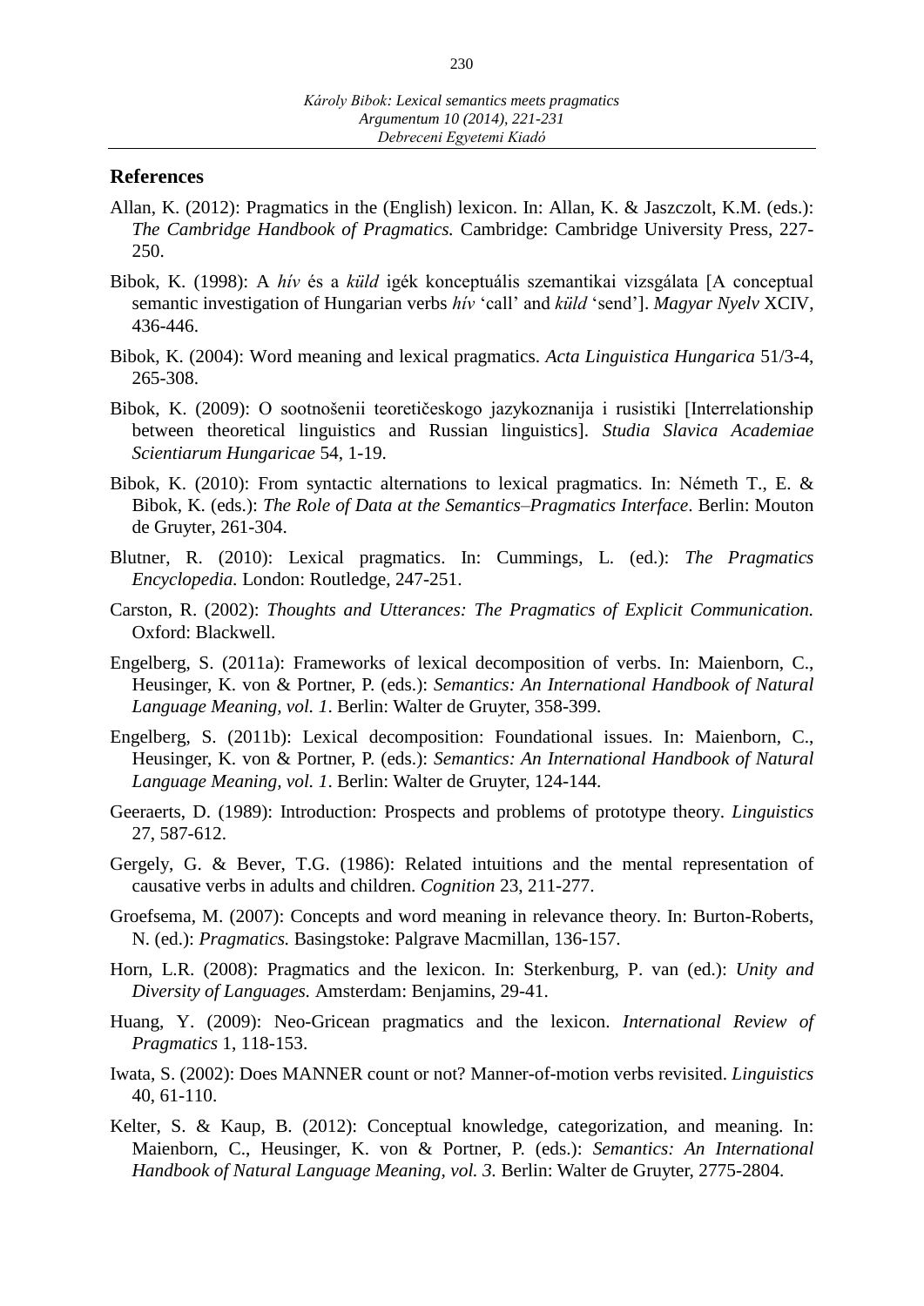## References

Allan, K. (2012): Pragmatics in the (English) lexicon. In: Allan, K. & Jaszczolt, K.M. (eds.): *The Cambridge Handbook of Pragmatics.* Cambridge: Cambridge University Press, 227-250.

Bibok, K. (1998): A *hív* és a *küld* igék konceptuális szemantikai vizsgálata [A conceptual semantic investigation of Hungarian verbs *hív* 'call' and *küld* 'send']. *Magyar Nyelv* XCIV, 436-446.

Bibok, K. (2004): Word meaning and lexical pragmatics. *Acta Linguistica Hungarica* 51/3-4, 265-308.

Bibok, K. (2009): O sootnošenii teoretičeskogo jazykoznanija i rusistiki [Interrelationship between theoretical linguistics and Russian linguistics]. *Studia Slavica Academiae Scientiarum Hungaricae* 54, 1-19.

Bibok, K. (2010): From syntactic alternations to lexical pragmatics. In: Németh T., E. & Bibok, K. (eds.): *The Role of Data at the Semantics–Pragmatics Interface*. Berlin: Mouton de Gruyter, 261-304.

Blutner, R. (2010): Lexical pragmatics. In: Cummings, L. (ed.): *The Pragmatics Encyclopedia.* London: Routledge, 247-251.

Carston, R. (2002): *Thoughts and Utterances: The Pragmatics of Explicit Communication.* Oxford: Blackwell.

Engelberg, S. (2011a): Frameworks of lexical decomposition of verbs. In: Maienborn, C., Heusinger, K. von & Portner, P. (eds.): *Semantics: An International Handbook of Natural Language Meaning, vol. 1*. Berlin: Walter de Gruyter, 358-399.

Engelberg, S. (2011b): Lexical decomposition: Foundational issues. In: Maienborn, C., Heusinger, K. von & Portner, P. (eds.): *Semantics: An International Handbook of Natural Language Meaning, vol. 1*. Berlin: Walter de Gruyter, 124-144.

Geeraerts, D. (1989): Introduction: Prospects and problems of prototype theory. *Linguistics* 27, 587-612.

Gergely, G. & Bever, T.G. (1986): Related intuitions and the mental representation of causative verbs in adults and children. *Cognition* 23, 211-277.

Groefsema, M. (2007): Concepts and word meaning in relevance theory. In: Burton-Roberts, N. (ed.): *Pragmatics.* Basingstoke: Palgrave Macmillan, 136-157.

Horn, L.R. (2008): Pragmatics and the lexicon. In: Sterkenburg, P. van (ed.): *Unity and Diversity of Languages.* Amsterdam: Benjamins, 29-41.

Huang, Y. (2009): Neo-Gricean pragmatics and the lexicon. *International Review of Pragmatics* 1, 118-153.

Iwata, S. (2002): Does MANNER count or not? Manner-of-motion verbs revisited. *Linguistics* 40, 61-110.

Kelter, S. & Kaup, B. (2012): Conceptual knowledge, categorization, and meaning. In: Maienborn, C., Heusinger, K. von & Portner, P. (eds.): *Semantics: An International Handbook of Natural Language Meaning, vol. 3.* Berlin: Walter de Gruyter, 2775-2804.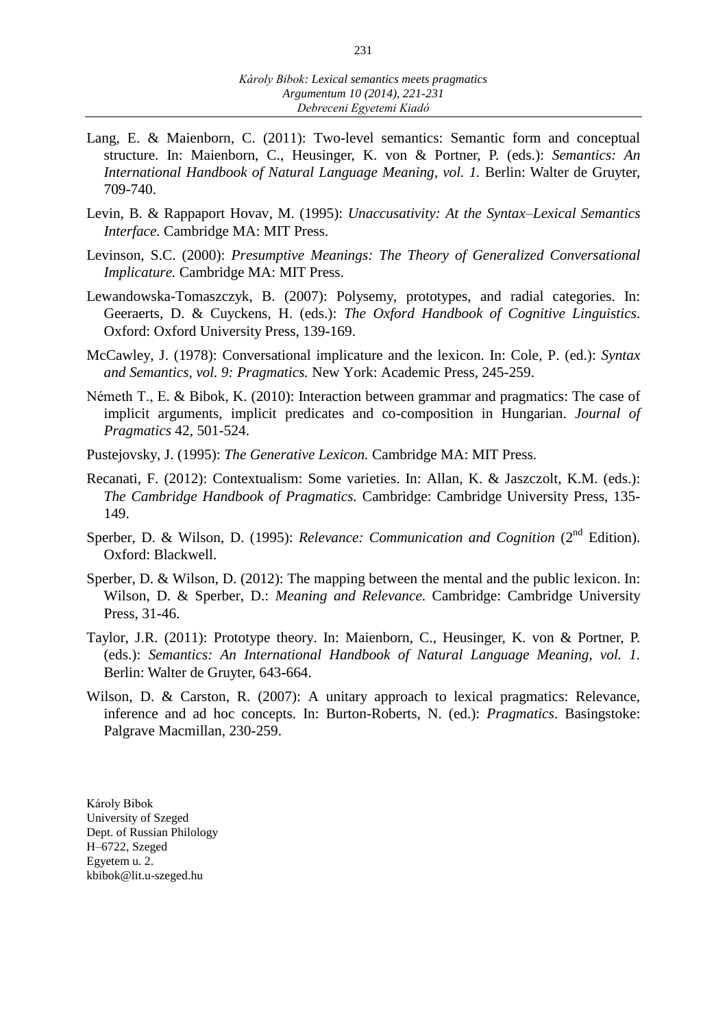Lang, E. & Maienborn, C. (2011): Two-level semantics: Semantic form and conceptual structure. In: Maienborn, C., Heusinger, K. von & Portner, P. (eds.): *Semantics: An International Handbook of Natural Language Meaning, vol. 1.* Berlin: Walter de Gruyter, 709-740.

Levin, B. & Rappaport Hovav, M. (1995): *Unaccusativity: At the Syntax–Lexical Semantics Interface.* Cambridge MA: MIT Press.

Levinson, S.C. (2000): *Presumptive Meanings: The Theory of Generalized Conversational Implicature.* Cambridge MA: MIT Press.

Lewandowska-Tomaszczyk, B. (2007): Polysemy, prototypes, and radial categories. In: Geeraerts, D. & Cuyckens, H. (eds.): *The Oxford Handbook of Cognitive Linguistics*. Oxford: Oxford University Press, 139-169.

McCawley, J. (1978): Conversational implicature and the lexicon. In: Cole, P. (ed.): *Syntax and Semantics, vol. 9: Pragmatics.* New York: Academic Press, 245-259.

Németh T., E. & Bibok, K. (2010): Interaction between grammar and pragmatics: The case of implicit arguments, implicit predicates and co-composition in Hungarian. *Journal of Pragmatics* 42, 501-524.

Pustejovsky, J. (1995): *The Generative Lexicon.* Cambridge MA: MIT Press.

Recanati, F. (2012): Contextualism: Some varieties. In: Allan, K. & Jaszczolt, K.M. (eds.): *The Cambridge Handbook of Pragmatics.* Cambridge: Cambridge University Press, 135-149.

Sperber, D. & Wilson, D. (1995): *Relevance: Communication and Cognition* (2nd Edition). Oxford: Blackwell.

Sperber, D. & Wilson, D. (2012): The mapping between the mental and the public lexicon. In: Wilson, D. & Sperber, D.: *Meaning and Relevance*. Cambridge: Cambridge University Press, 31-46.

Taylor, J.R. (2011): Prototype theory. In: Maienborn, C., Heusinger, K. von & Portner, P. (eds.): *Semantics: An International Handbook of Natural Language Meaning, vol. 1.* Berlin: Walter de Gruyter, 643-664.

Wilson, D. & Carston, R. (2007): A unitary approach to lexical pragmatics: Relevance, inference and ad hoc concepts. In: Burton-Roberts, N. (ed.): *Pragmatics*. Basingstoke: Palgrave Macmillan, 230-259.

Károly Bibok
University of Szeged
Dept. of Russian Philology
H–6722, Szeged
Egyetem u. 2.
kbibok@lit.u-szeged.hu